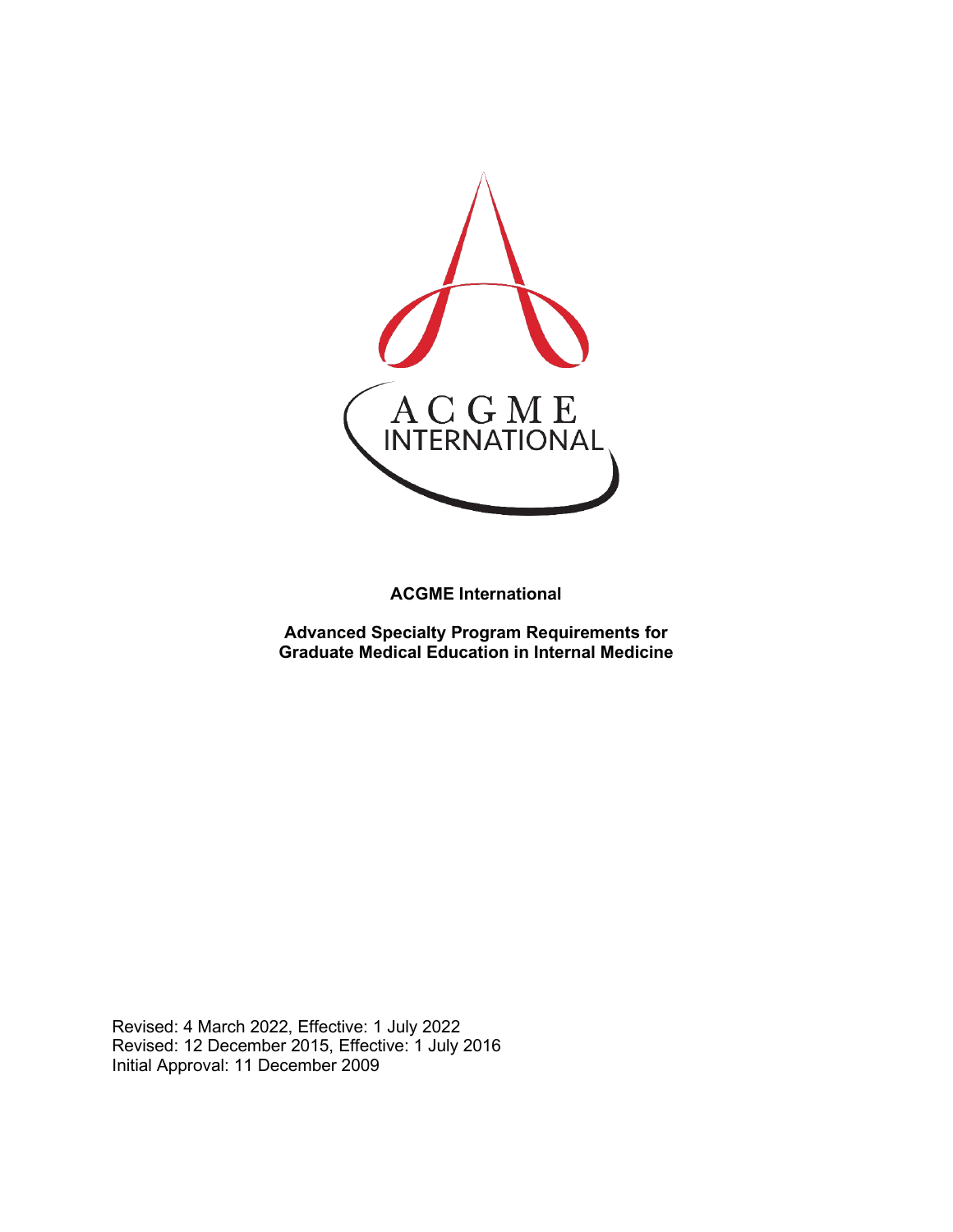**ACGME International**

**Advanced Specialty Program Requirements for Graduate Medical Education in Internal Medicine**

Revised: 4 March 2022, Effective: 1 July 2022
Revised: 12 December 2015, Effective: 1 July 2016
Initial Approval: 11 December 2009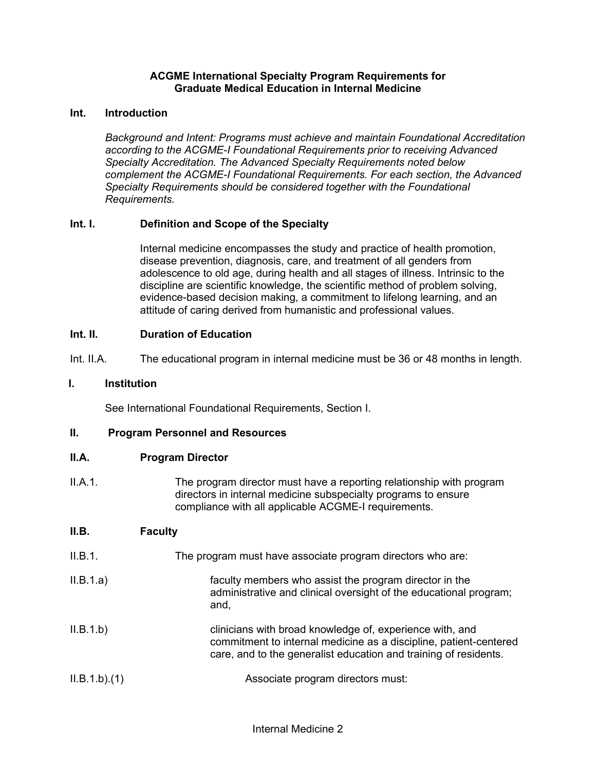**ACGME International Specialty Program Requirements for Graduate Medical Education in Internal Medicine**

## Int. Introduction

*Background and Intent: Programs must achieve and maintain Foundational Accreditation according to the ACGME-I Foundational Requirements prior to receiving Advanced Specialty Accreditation. The Advanced Specialty Requirements noted below complement the ACGME-I Foundational Requirements. For each section, the Advanced Specialty Requirements should be considered together with the Foundational Requirements.*

### Int. I. Definition and Scope of the Specialty

Internal medicine encompasses the study and practice of health promotion, disease prevention, diagnosis, care, and treatment of all genders from adolescence to old age, during health and all stages of illness. Intrinsic to the discipline are scientific knowledge, the scientific method of problem solving, evidence-based decision making, a commitment to lifelong learning, and an attitude of caring derived from humanistic and professional values.

### Int. II. Duration of Education

Int. II.A. The educational program in internal medicine must be 36 or 48 months in length.

## I. Institution

See International Foundational Requirements, Section I.

## II. Program Personnel and Resources

### II.A. Program Director

II.A.1. The program director must have a reporting relationship with program directors in internal medicine subspecialty programs to ensure compliance with all applicable ACGME-I requirements.

### II.B. Faculty

II.B.1. The program must have associate program directors who are:

II.B.1.a) faculty members who assist the program director in the administrative and clinical oversight of the educational program; and,

II.B.1.b) clinicians with broad knowledge of, experience with, and commitment to internal medicine as a discipline, patient-centered care, and to the generalist education and training of residents.

II.B.1.b).(1) Associate program directors must: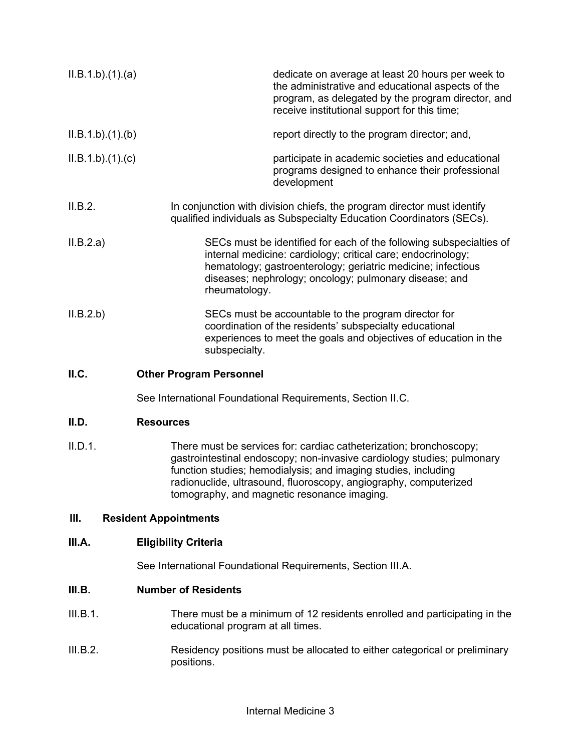II.B.1.b).(1).(a) dedicate on average at least 20 hours per week to the administrative and educational aspects of the program, as delegated by the program director, and receive institutional support for this time;

II.B.1.b).(1).(b) report directly to the program director; and,

II.B.1.b).(1).(c) participate in academic societies and educational programs designed to enhance their professional development

II.B.2. In conjunction with division chiefs, the program director must identify qualified individuals as Subspecialty Education Coordinators (SECs).

II.B.2.a) SECs must be identified for each of the following subspecialties of internal medicine: cardiology; critical care; endocrinology; hematology; gastroenterology; geriatric medicine; infectious diseases; nephrology; oncology; pulmonary disease; and rheumatology.

II.B.2.b) SECs must be accountable to the program director for coordination of the residents' subspecialty educational experiences to meet the goals and objectives of education in the subspecialty.

**II.C. Other Program Personnel**

See International Foundational Requirements, Section II.C.

**II.D. Resources**

II.D.1. There must be services for: cardiac catheterization; bronchoscopy; gastrointestinal endoscopy; non-invasive cardiology studies; pulmonary function studies; hemodialysis; and imaging studies, including radionuclide, ultrasound, fluoroscopy, angiography, computerized tomography, and magnetic resonance imaging.

## III. Resident Appointments

**III.A. Eligibility Criteria**

See International Foundational Requirements, Section III.A.

**III.B. Number of Residents**

III.B.1. There must be a minimum of 12 residents enrolled and participating in the educational program at all times.

III.B.2. Residency positions must be allocated to either categorical or preliminary positions.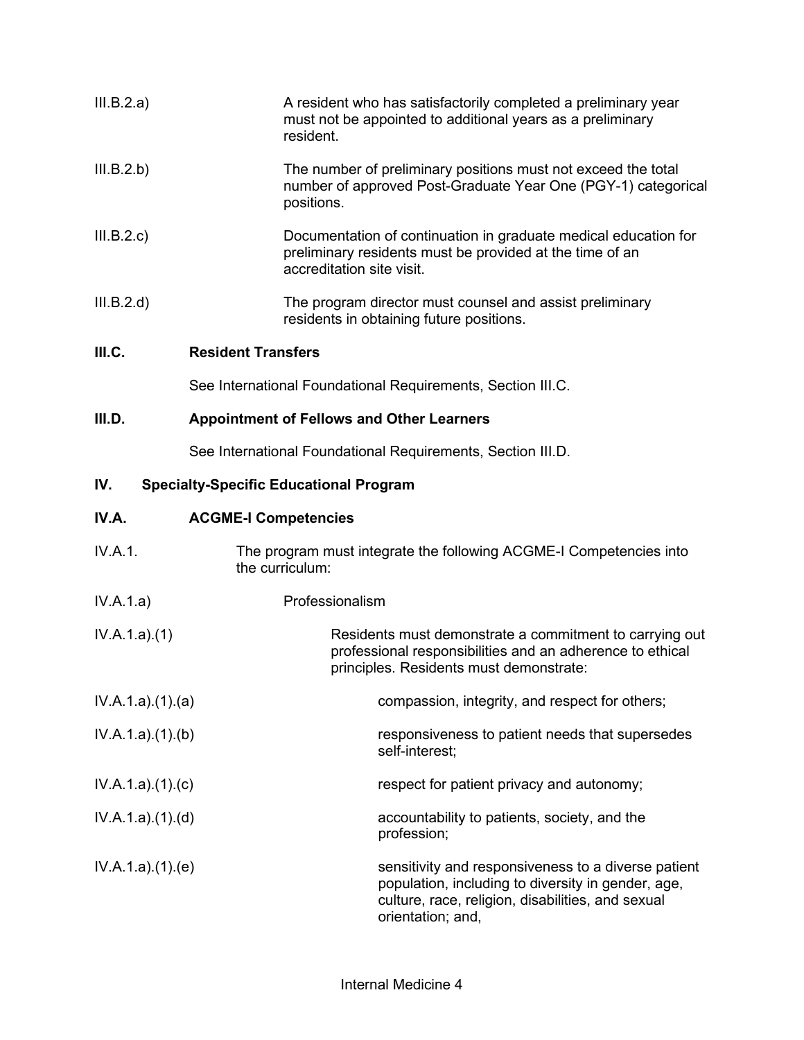III.B.2.a) A resident who has satisfactorily completed a preliminary year must not be appointed to additional years as a preliminary resident.

III.B.2.b) The number of preliminary positions must not exceed the total number of approved Post-Graduate Year One (PGY-1) categorical positions.

III.B.2.c) Documentation of continuation in graduate medical education for preliminary residents must be provided at the time of an accreditation site visit.

III.B.2.d) The program director must counsel and assist preliminary residents in obtaining future positions.

**III.C. Resident Transfers**

See International Foundational Requirements, Section III.C.

**III.D. Appointment of Fellows and Other Learners**

See International Foundational Requirements, Section III.D.

**IV. Specialty-Specific Educational Program**

**IV.A. ACGME-I Competencies**

IV.A.1. The program must integrate the following ACGME-I Competencies into the curriculum:

IV.A.1.a) Professionalism

IV.A.1.a).(1) Residents must demonstrate a commitment to carrying out professional responsibilities and an adherence to ethical principles. Residents must demonstrate:

IV.A.1.a).(1).(a) compassion, integrity, and respect for others;

IV.A.1.a).(1).(b) responsiveness to patient needs that supersedes self-interest;

IV.A.1.a).(1).(c) respect for patient privacy and autonomy;

IV.A.1.a).(1).(d) accountability to patients, society, and the profession;

IV.A.1.a).(1).(e) sensitivity and responsiveness to a diverse patient population, including to diversity in gender, age, culture, race, religion, disabilities, and sexual orientation; and,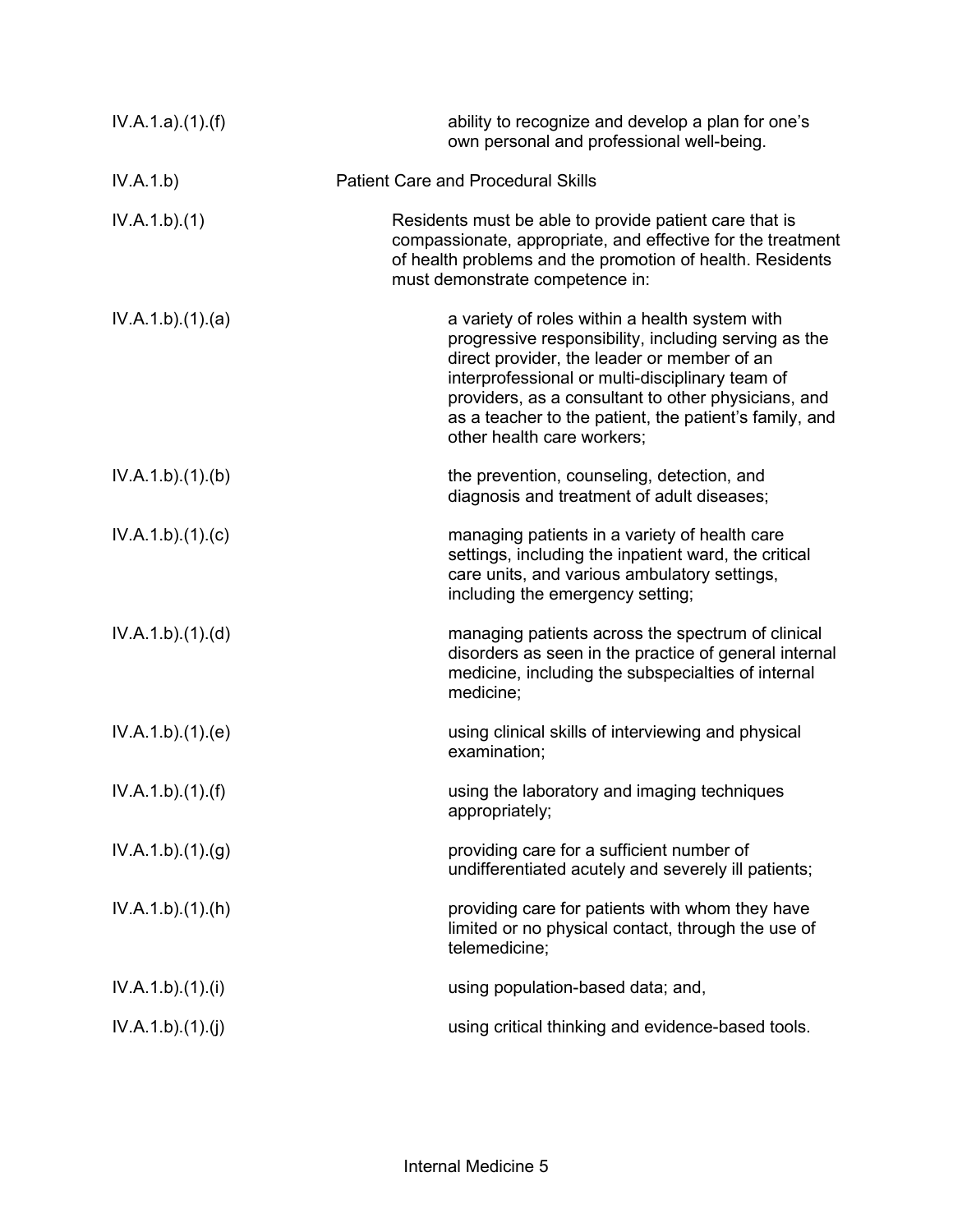| | |
|---|---|
| IV.A.1.a).(1).(f) | ability to recognize and develop a plan for one's own personal and professional well-being. |
| IV.A.1.b) | Patient Care and Procedural Skills |
| IV.A.1.b).(1) | Residents must be able to provide patient care that is compassionate, appropriate, and effective for the treatment of health problems and the promotion of health. Residents must demonstrate competence in: |
| IV.A.1.b).(1).(a) | a variety of roles within a health system with progressive responsibility, including serving as the direct provider, the leader or member of an interprofessional or multi-disciplinary team of providers, as a consultant to other physicians, and as a teacher to the patient, the patient's family, and other health care workers; |
| IV.A.1.b).(1).(b) | the prevention, counseling, detection, and diagnosis and treatment of adult diseases; |
| IV.A.1.b).(1).(c) | managing patients in a variety of health care settings, including the inpatient ward, the critical care units, and various ambulatory settings, including the emergency setting; |
| IV.A.1.b).(1).(d) | managing patients across the spectrum of clinical disorders as seen in the practice of general internal medicine, including the subspecialties of internal medicine; |
| IV.A.1.b).(1).(e) | using clinical skills of interviewing and physical examination; |
| IV.A.1.b).(1).(f) | using the laboratory and imaging techniques appropriately; |
| IV.A.1.b).(1).(g) | providing care for a sufficient number of undifferentiated acutely and severely ill patients; |
| IV.A.1.b).(1).(h) | providing care for patients with whom they have limited or no physical contact, through the use of telemedicine; |
| IV.A.1.b).(1).(i) | using population-based data; and, |
| IV.A.1.b).(1).(j) | using critical thinking and evidence-based tools. |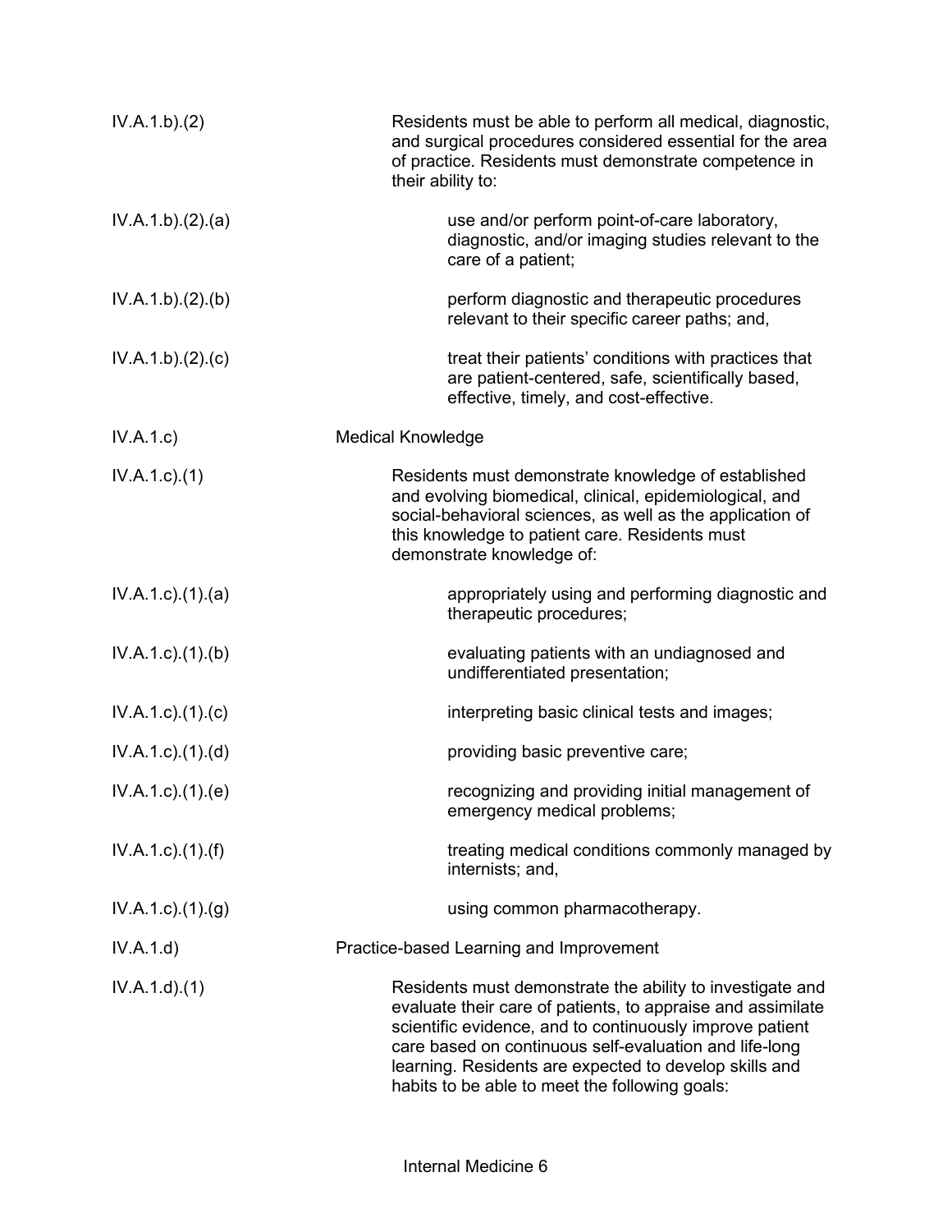IV.A.1.b).(2) Residents must be able to perform all medical, diagnostic, and surgical procedures considered essential for the area of practice. Residents must demonstrate competence in their ability to:

IV.A.1.b).(2).(a) use and/or perform point-of-care laboratory, diagnostic, and/or imaging studies relevant to the care of a patient;

IV.A.1.b).(2).(b) perform diagnostic and therapeutic procedures relevant to their specific career paths; and,

IV.A.1.b).(2).(c) treat their patients' conditions with practices that are patient-centered, safe, scientifically based, effective, timely, and cost-effective.

IV.A.1.c) Medical Knowledge

IV.A.1.c).(1) Residents must demonstrate knowledge of established and evolving biomedical, clinical, epidemiological, and social-behavioral sciences, as well as the application of this knowledge to patient care. Residents must demonstrate knowledge of:

IV.A.1.c).(1).(a) appropriately using and performing diagnostic and therapeutic procedures;

IV.A.1.c).(1).(b) evaluating patients with an undiagnosed and undifferentiated presentation;

IV.A.1.c).(1).(c) interpreting basic clinical tests and images;

IV.A.1.c).(1).(d) providing basic preventive care;

IV.A.1.c).(1).(e) recognizing and providing initial management of emergency medical problems;

IV.A.1.c).(1).(f) treating medical conditions commonly managed by internists; and,

IV.A.1.c).(1).(g) using common pharmacotherapy.

IV.A.1.d) Practice-based Learning and Improvement

IV.A.1.d).(1) Residents must demonstrate the ability to investigate and evaluate their care of patients, to appraise and assimilate scientific evidence, and to continuously improve patient care based on continuous self-evaluation and life-long learning. Residents are expected to develop skills and habits to be able to meet the following goals: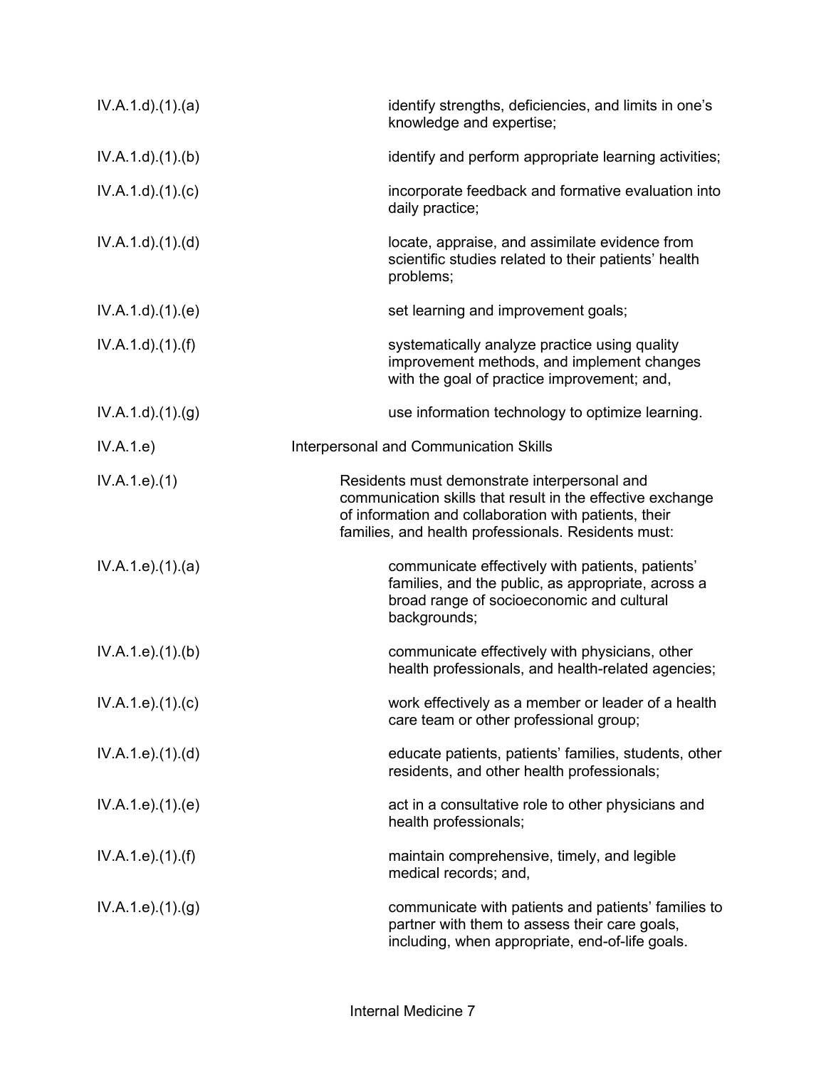IV.A.1.d).(1).(a) identify strengths, deficiencies, and limits in one's knowledge and expertise;

IV.A.1.d).(1).(b) identify and perform appropriate learning activities;

IV.A.1.d).(1).(c) incorporate feedback and formative evaluation into daily practice;

IV.A.1.d).(1).(d) locate, appraise, and assimilate evidence from scientific studies related to their patients' health problems;

IV.A.1.d).(1).(e) set learning and improvement goals;

IV.A.1.d).(1).(f) systematically analyze practice using quality improvement methods, and implement changes with the goal of practice improvement; and,

IV.A.1.d).(1).(g) use information technology to optimize learning.

IV.A.1.e) Interpersonal and Communication Skills

IV.A.1.e).(1) Residents must demonstrate interpersonal and communication skills that result in the effective exchange of information and collaboration with patients, their families, and health professionals. Residents must:

IV.A.1.e).(1).(a) communicate effectively with patients, patients' families, and the public, as appropriate, across a broad range of socioeconomic and cultural backgrounds;

IV.A.1.e).(1).(b) communicate effectively with physicians, other health professionals, and health-related agencies;

IV.A.1.e).(1).(c) work effectively as a member or leader of a health care team or other professional group;

IV.A.1.e).(1).(d) educate patients, patients' families, students, other residents, and other health professionals;

IV.A.1.e).(1).(e) act in a consultative role to other physicians and health professionals;

IV.A.1.e).(1).(f) maintain comprehensive, timely, and legible medical records; and,

IV.A.1.e).(1).(g) communicate with patients and patients' families to partner with them to assess their care goals, including, when appropriate, end-of-life goals.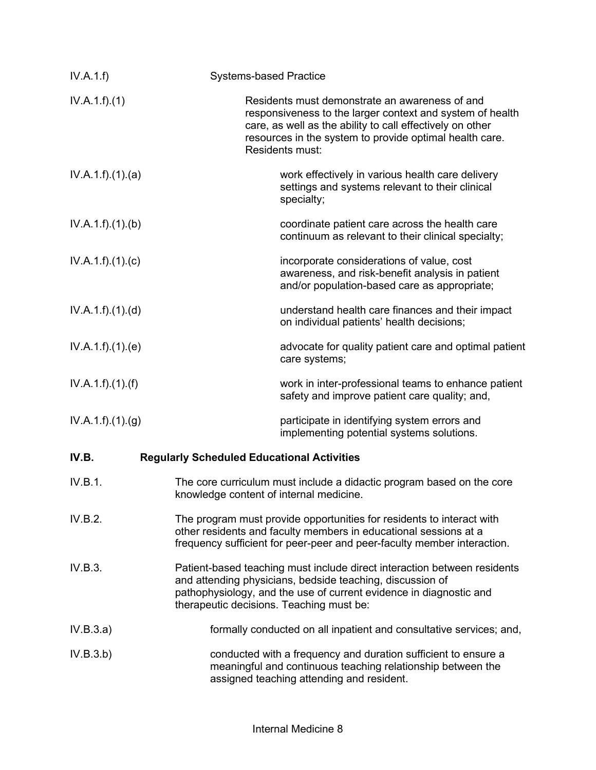IV.A.1.f) Systems-based Practice

IV.A.1.f).(1) Residents must demonstrate an awareness of and responsiveness to the larger context and system of health care, as well as the ability to call effectively on other resources in the system to provide optimal health care. Residents must:

IV.A.1.f).(1).(a) work effectively in various health care delivery settings and systems relevant to their clinical specialty;

IV.A.1.f).(1).(b) coordinate patient care across the health care continuum as relevant to their clinical specialty;

IV.A.1.f).(1).(c) incorporate considerations of value, cost awareness, and risk-benefit analysis in patient and/or population-based care as appropriate;

IV.A.1.f).(1).(d) understand health care finances and their impact on individual patients' health decisions;

IV.A.1.f).(1).(e) advocate for quality patient care and optimal patient care systems;

IV.A.1.f).(1).(f) work in inter-professional teams to enhance patient safety and improve patient care quality; and,

IV.A.1.f).(1).(g) participate in identifying system errors and implementing potential systems solutions.

**IV.B. Regularly Scheduled Educational Activities**

IV.B.1. The core curriculum must include a didactic program based on the core knowledge content of internal medicine.

IV.B.2. The program must provide opportunities for residents to interact with other residents and faculty members in educational sessions at a frequency sufficient for peer-peer and peer-faculty member interaction.

IV.B.3. Patient-based teaching must include direct interaction between residents and attending physicians, bedside teaching, discussion of pathophysiology, and the use of current evidence in diagnostic and therapeutic decisions. Teaching must be:

IV.B.3.a) formally conducted on all inpatient and consultative services; and,

IV.B.3.b) conducted with a frequency and duration sufficient to ensure a meaningful and continuous teaching relationship between the assigned teaching attending and resident.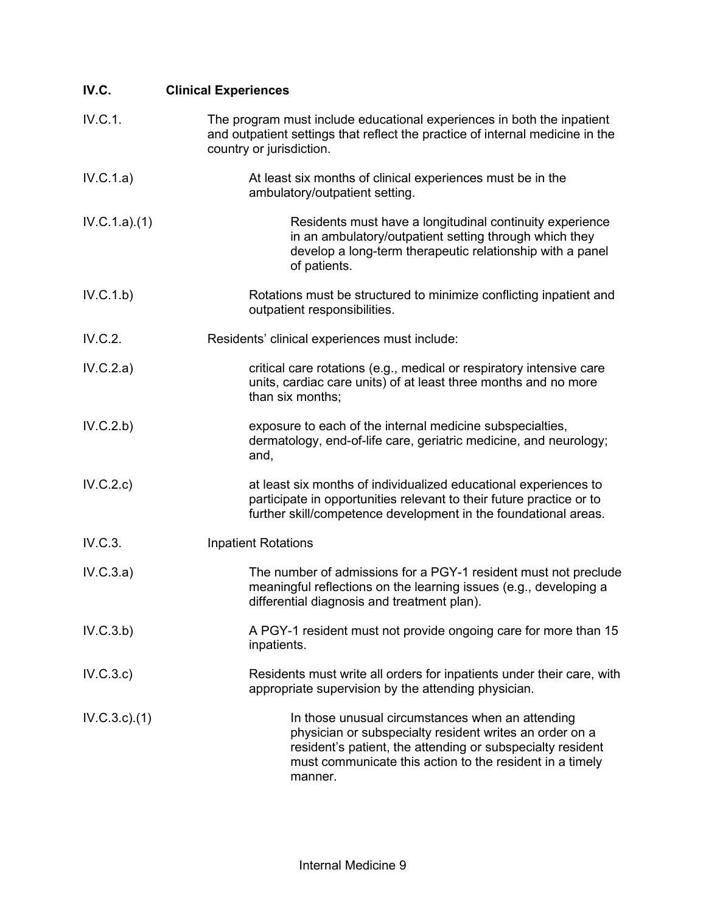**IV.C. Clinical Experiences**

IV.C.1. The program must include educational experiences in both the inpatient and outpatient settings that reflect the practice of internal medicine in the country or jurisdiction.

IV.C.1.a) At least six months of clinical experiences must be in the ambulatory/outpatient setting.

IV.C.1.a).(1) Residents must have a longitudinal continuity experience in an ambulatory/outpatient setting through which they develop a long-term therapeutic relationship with a panel of patients.

IV.C.1.b) Rotations must be structured to minimize conflicting inpatient and outpatient responsibilities.

IV.C.2. Residents' clinical experiences must include:

IV.C.2.a) critical care rotations (e.g., medical or respiratory intensive care units, cardiac care units) of at least three months and no more than six months;

IV.C.2.b) exposure to each of the internal medicine subspecialties, dermatology, end-of-life care, geriatric medicine, and neurology; and,

IV.C.2.c) at least six months of individualized educational experiences to participate in opportunities relevant to their future practice or to further skill/competence development in the foundational areas.

IV.C.3. Inpatient Rotations

IV.C.3.a) The number of admissions for a PGY-1 resident must not preclude meaningful reflections on the learning issues (e.g., developing a differential diagnosis and treatment plan).

IV.C.3.b) A PGY-1 resident must not provide ongoing care for more than 15 inpatients.

IV.C.3.c) Residents must write all orders for inpatients under their care, with appropriate supervision by the attending physician.

IV.C.3.c).(1) In those unusual circumstances when an attending physician or subspecialty resident writes an order on a resident's patient, the attending or subspecialty resident must communicate this action to the resident in a timely manner.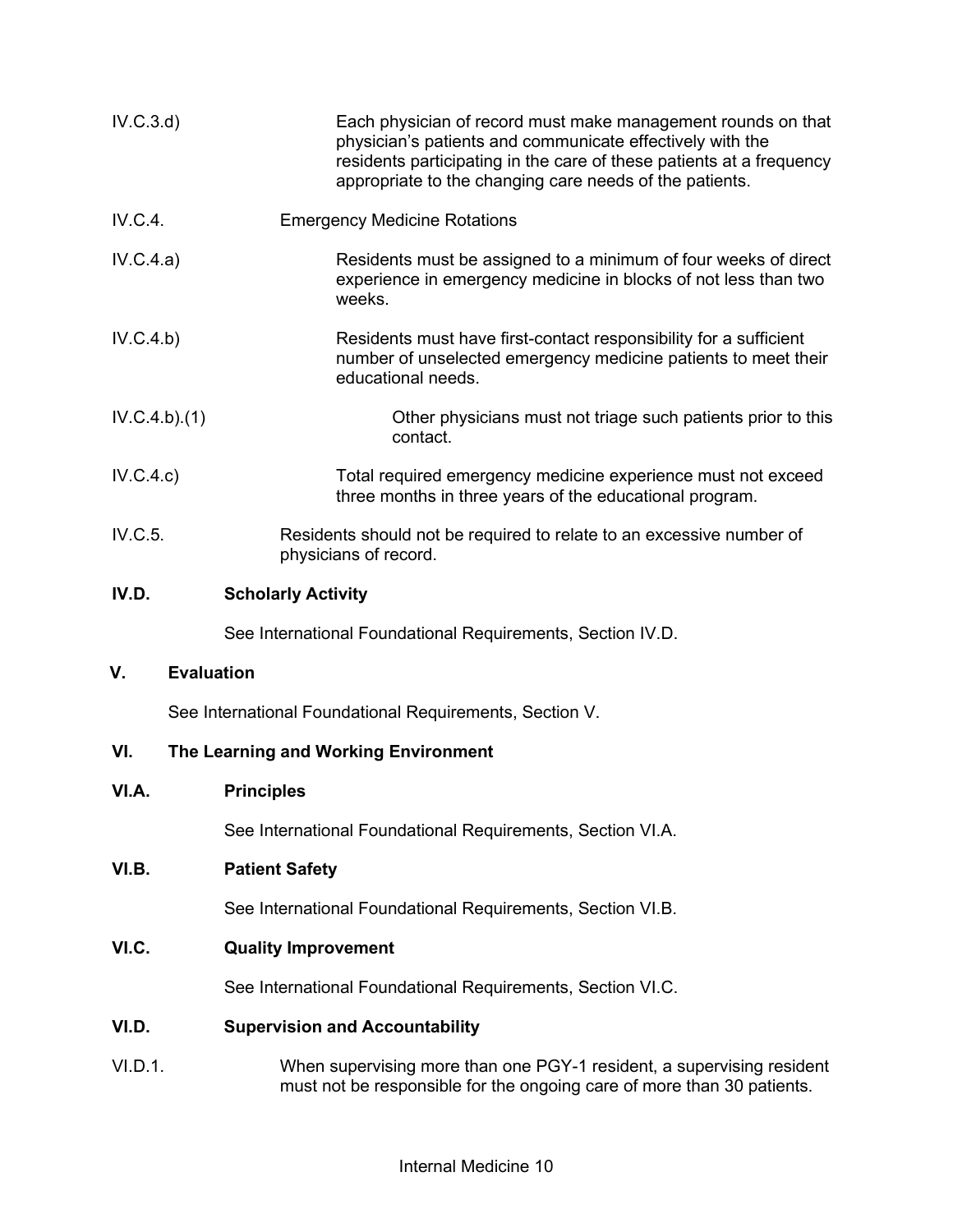IV.C.3.d) Each physician of record must make management rounds on that physician's patients and communicate effectively with the residents participating in the care of these patients at a frequency appropriate to the changing care needs of the patients.

IV.C.4. Emergency Medicine Rotations

IV.C.4.a) Residents must be assigned to a minimum of four weeks of direct experience in emergency medicine in blocks of not less than two weeks.

IV.C.4.b) Residents must have first-contact responsibility for a sufficient number of unselected emergency medicine patients to meet their educational needs.

IV.C.4.b).(1) Other physicians must not triage such patients prior to this contact.

IV.C.4.c) Total required emergency medicine experience must not exceed three months in three years of the educational program.

IV.C.5. Residents should not be required to relate to an excessive number of physicians of record.

### IV.D. Scholarly Activity

See International Foundational Requirements, Section IV.D.

## V. Evaluation

See International Foundational Requirements, Section V.

## VI. The Learning and Working Environment

### VI.A. Principles

See International Foundational Requirements, Section VI.A.

### VI.B. Patient Safety

See International Foundational Requirements, Section VI.B.

### VI.C. Quality Improvement

See International Foundational Requirements, Section VI.C.

### VI.D. Supervision and Accountability

VI.D.1. When supervising more than one PGY-1 resident, a supervising resident must not be responsible for the ongoing care of more than 30 patients.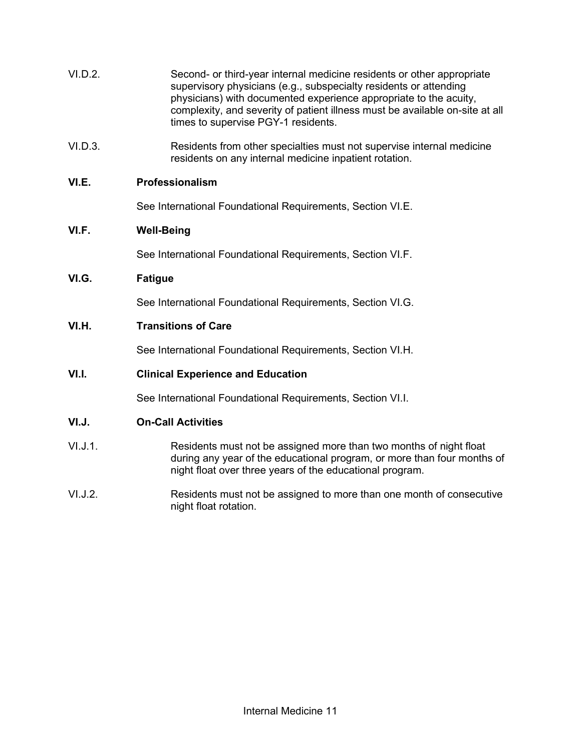VI.D.2. Second- or third-year internal medicine residents or other appropriate supervisory physicians (e.g., subspecialty residents or attending physicians) with documented experience appropriate to the acuity, complexity, and severity of patient illness must be available on-site at all times to supervise PGY-1 residents.

VI.D.3. Residents from other specialties must not supervise internal medicine residents on any internal medicine inpatient rotation.

**VI.E. Professionalism**

See International Foundational Requirements, Section VI.E.

**VI.F. Well-Being**

See International Foundational Requirements, Section VI.F.

**VI.G. Fatigue**

See International Foundational Requirements, Section VI.G.

**VI.H. Transitions of Care**

See International Foundational Requirements, Section VI.H.

**VI.I. Clinical Experience and Education**

See International Foundational Requirements, Section VI.I.

**VI.J. On-Call Activities**

VI.J.1. Residents must not be assigned more than two months of night float during any year of the educational program, or more than four months of night float over three years of the educational program.

VI.J.2. Residents must not be assigned to more than one month of consecutive night float rotation.